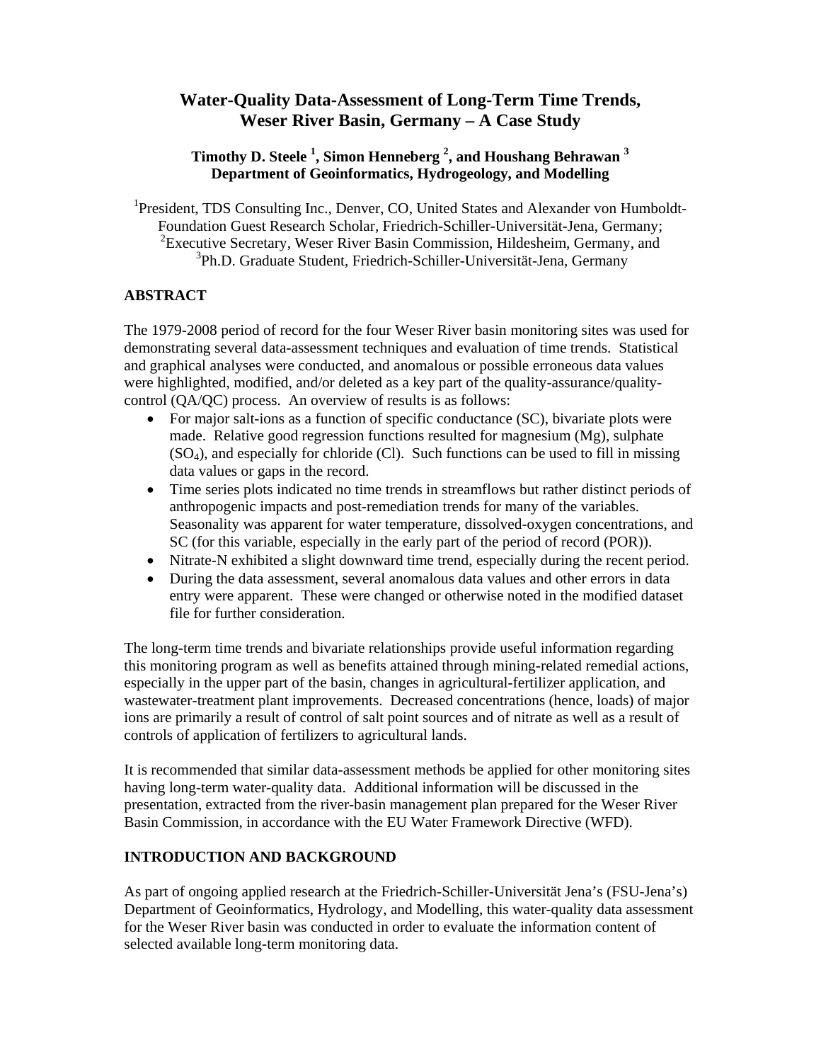# Water-Quality Data-Assessment of Long-Term Time Trends, Weser River Basin, Germany – A Case Study

**Timothy D. Steele [1], Simon Henneberg [2], and Houshang Behrawan [3]**
**Department of Geoinformatics, Hydrogeology, and Modelling**

[1]President, TDS Consulting Inc., Denver, CO, United States and Alexander von Humboldt-Foundation Guest Research Scholar, Friedrich-Schiller-Universität-Jena, Germany;
[2]Executive Secretary, Weser River Basin Commission, Hildesheim, Germany, and
[3]Ph.D. Graduate Student, Friedrich-Schiller-Universität-Jena, Germany

## ABSTRACT

The 1979-2008 period of record for the four Weser River basin monitoring sites was used for demonstrating several data-assessment techniques and evaluation of time trends. Statistical and graphical analyses were conducted, and anomalous or possible erroneous data values were highlighted, modified, and/or deleted as a key part of the quality-assurance/quality-control (QA/QC) process. An overview of results is as follows:

- For major salt-ions as a function of specific conductance (SC), bivariate plots were made. Relative good regression functions resulted for magnesium (Mg), sulphate ($SO_4$), and especially for chloride (Cl). Such functions can be used to fill in missing data values or gaps in the record.
- Time series plots indicated no time trends in streamflows but rather distinct periods of anthropogenic impacts and post-remediation trends for many of the variables. Seasonality was apparent for water temperature, dissolved-oxygen concentrations, and SC (for this variable, especially in the early part of the period of record (POR)).
- Nitrate-N exhibited a slight downward time trend, especially during the recent period.
- During the data assessment, several anomalous data values and other errors in data entry were apparent. These were changed or otherwise noted in the modified dataset file for further consideration.

The long-term time trends and bivariate relationships provide useful information regarding this monitoring program as well as benefits attained through mining-related remedial actions, especially in the upper part of the basin, changes in agricultural-fertilizer application, and wastewater-treatment plant improvements. Decreased concentrations (hence, loads) of major ions are primarily a result of control of salt point sources and of nitrate as well as a result of controls of application of fertilizers to agricultural lands.

It is recommended that similar data-assessment methods be applied for other monitoring sites having long-term water-quality data. Additional information will be discussed in the presentation, extracted from the river-basin management plan prepared for the Weser River Basin Commission, in accordance with the EU Water Framework Directive (WFD).

## INTRODUCTION AND BACKGROUND

As part of ongoing applied research at the Friedrich-Schiller-Universität Jena's (FSU-Jena's) Department of Geoinformatics, Hydrology, and Modelling, this water-quality data assessment for the Weser River basin was conducted in order to evaluate the information content of selected available long-term monitoring data.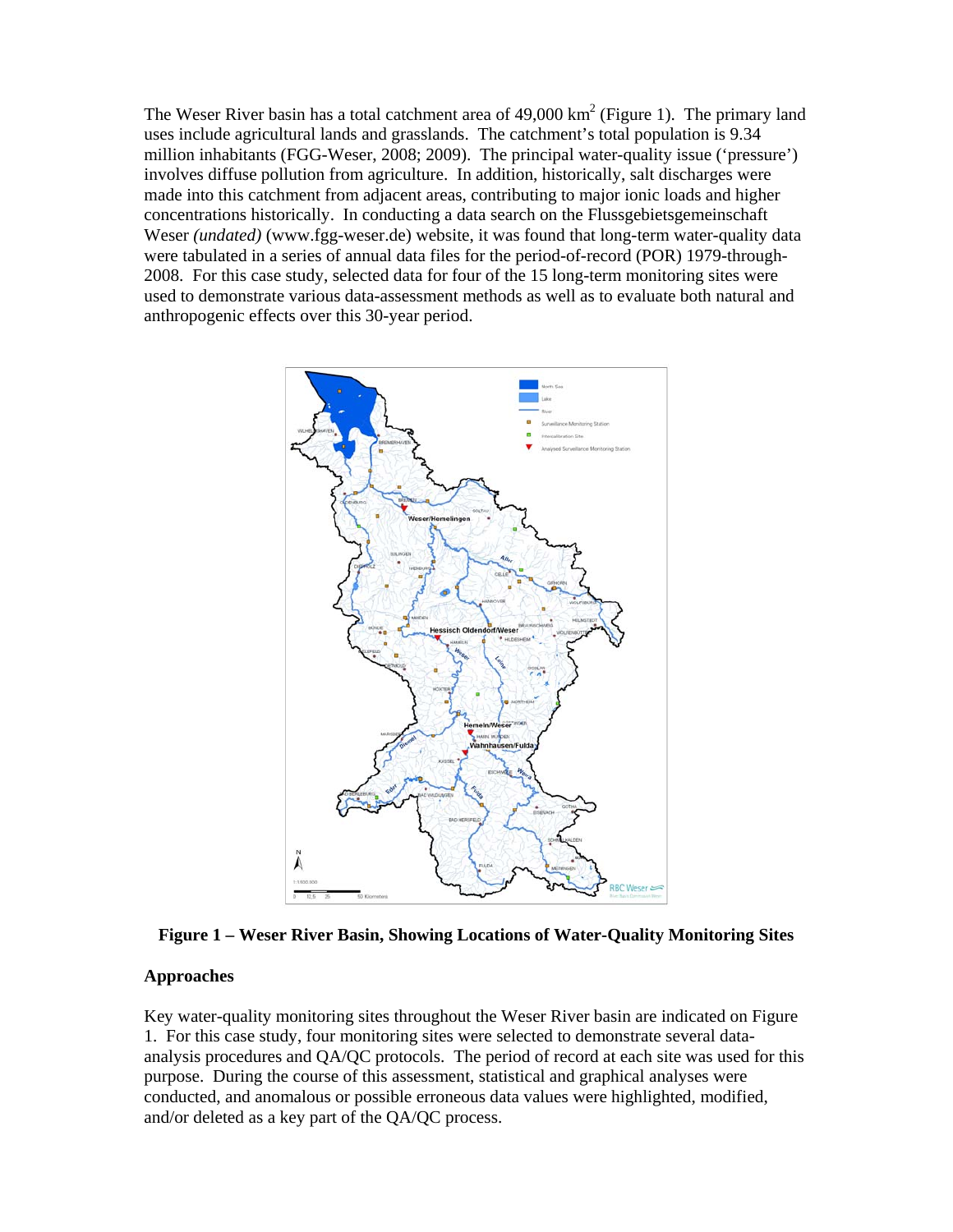The Weser River basin has a total catchment area of 49,000 $km^2$ (Figure 1). The primary land uses include agricultural lands and grasslands. The catchment's total population is 9.34 million inhabitants (FGG-Weser, 2008; 2009). The principal water-quality issue ('pressure') involves diffuse pollution from agriculture. In addition, historically, salt discharges were made into this catchment from adjacent areas, contributing to major ionic loads and higher concentrations historically. In conducting a data search on the Flussgebietsgemeinschaft Weser *(undated)* (www.fgg-weser.de) website, it was found that long-term water-quality data were tabulated in a series of annual data files for the period-of-record (POR) 1979-through-2008. For this case study, selected data for four of the 15 long-term monitoring sites were used to demonstrate various data-assessment methods as well as to evaluate both natural and anthropogenic effects over this 30-year period.

**Figure 1 – Weser River Basin, Showing Locations of Water-Quality Monitoring Sites**

## Approaches

Key water-quality monitoring sites throughout the Weser River basin are indicated on Figure 1. For this case study, four monitoring sites were selected to demonstrate several data-analysis procedures and QA/QC protocols. The period of record at each site was used for this purpose. During the course of this assessment, statistical and graphical analyses were conducted, and anomalous or possible erroneous data values were highlighted, modified, and/or deleted as a key part of the QA/QC process.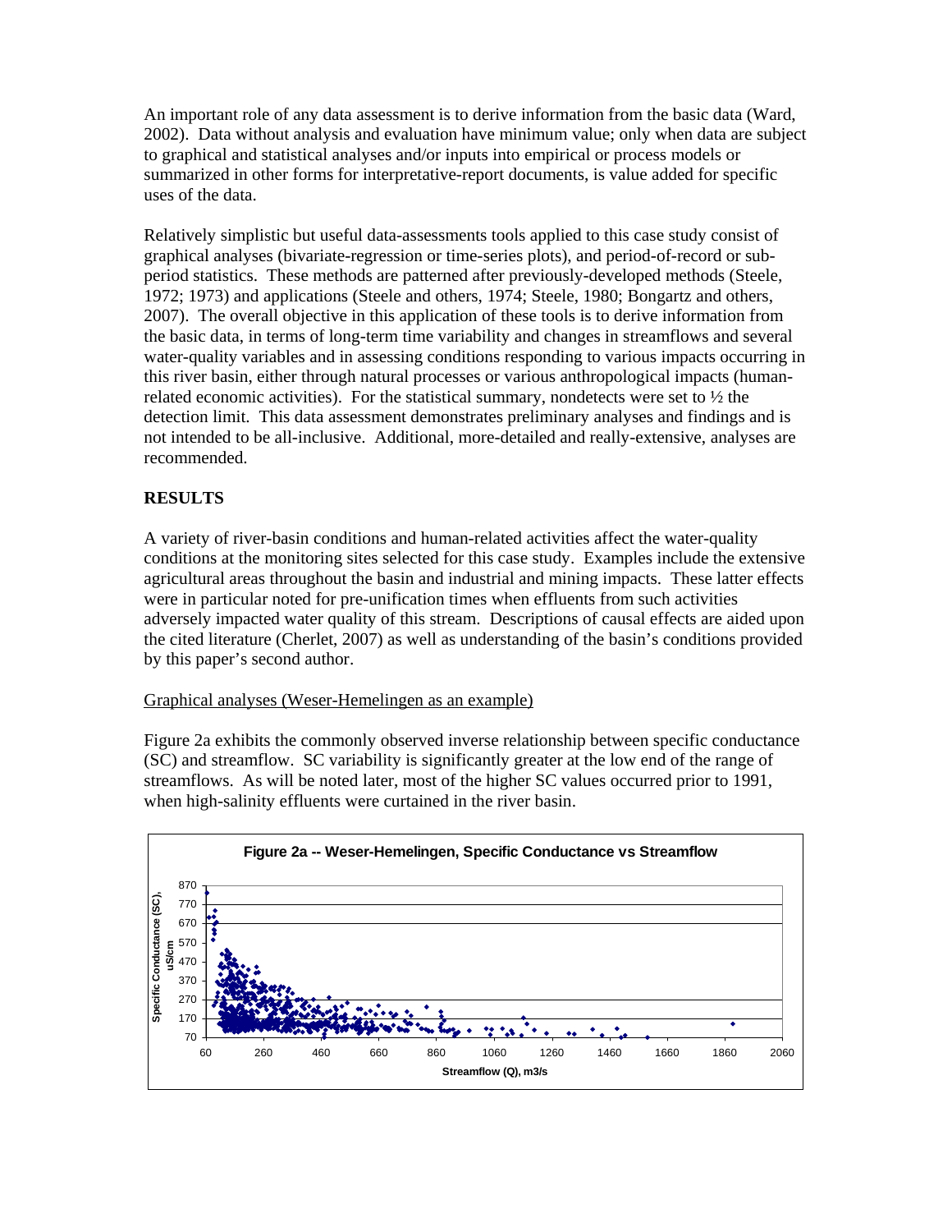An important role of any data assessment is to derive information from the basic data (Ward, 2002). Data without analysis and evaluation have minimum value; only when data are subject to graphical and statistical analyses and/or inputs into empirical or process models or summarized in other forms for interpretative-report documents, is value added for specific uses of the data.

Relatively simplistic but useful data-assessments tools applied to this case study consist of graphical analyses (bivariate-regression or time-series plots), and period-of-record or sub-period statistics. These methods are patterned after previously-developed methods (Steele, 1972; 1973) and applications (Steele and others, 1974; Steele, 1980; Bongartz and others, 2007). The overall objective in this application of these tools is to derive information from the basic data, in terms of long-term time variability and changes in streamflows and several water-quality variables and in assessing conditions responding to various impacts occurring in this river basin, either through natural processes or various anthropological impacts (human-related economic activities). For the statistical summary, nondetects were set to ½ the detection limit. This data assessment demonstrates preliminary analyses and findings and is not intended to be all-inclusive. Additional, more-detailed and really-extensive, analyses are recommended.

## RESULTS

A variety of river-basin conditions and human-related activities affect the water-quality conditions at the monitoring sites selected for this case study. Examples include the extensive agricultural areas throughout the basin and industrial and mining impacts. These latter effects were in particular noted for pre-unification times when effluents from such activities adversely impacted water quality of this stream. Descriptions of causal effects are aided upon the cited literature (Cherlet, 2007) as well as understanding of the basin's conditions provided by this paper's second author.

### Graphical analyses (Weser-Hemelingen as an example)

Figure 2a exhibits the commonly observed inverse relationship between specific conductance (SC) and streamflow. SC variability is significantly greater at the low end of the range of streamflows. As will be noted later, most of the higher SC values occurred prior to 1991, when high-salinity effluents were curtained in the river basin.

**Figure 2a -- Weser-Hemelingen, Specific Conductance vs Streamflow**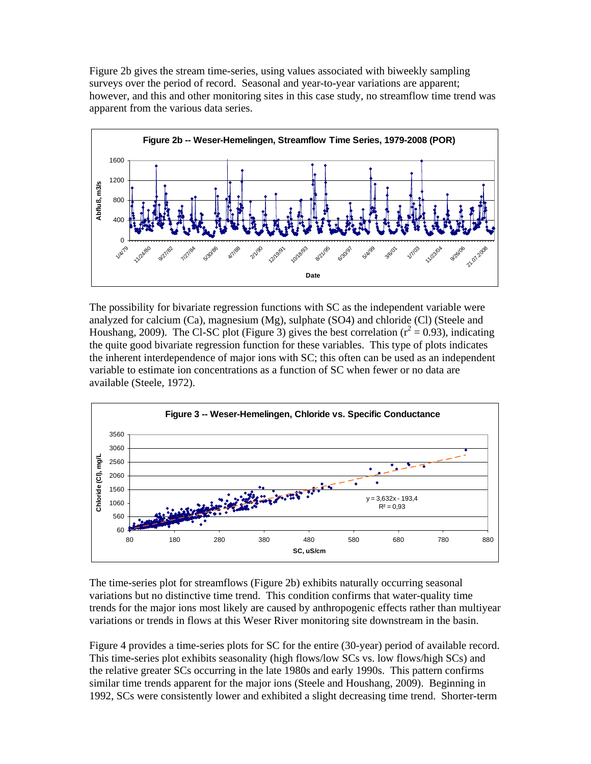Figure 2b gives the stream time-series, using values associated with biweekly sampling surveys over the period of record. Seasonal and year-to-year variations are apparent; however, and this and other monitoring sites in this case study, no streamflow time trend was apparent from the various data series.

**Figure 2b -- Weser-Hemelingen, Streamflow Time Series, 1979-2008 (POR)**

The possibility for bivariate regression functions with SC as the independent variable were analyzed for calcium (Ca), magnesium (Mg), sulphate (SO4) and chloride (Cl) (Steele and Houshang, 2009). The Cl-SC plot (Figure 3) gives the best correlation ($r^2 = 0.93$), indicating the quite good bivariate regression function for these variables. This type of plots indicates the inherent interdependence of major ions with SC; this often can be used as an independent variable to estimate ion concentrations as a function of SC when fewer or no data are available (Steele, 1972).

**Figure 3 -- Weser-Hemelingen, Chloride vs. Specific Conductance**

The time-series plot for streamflows (Figure 2b) exhibits naturally occurring seasonal variations but no distinctive time trend. This condition confirms that water-quality time trends for the major ions most likely are caused by anthropogenic effects rather than multiyear variations or trends in flows at this Weser River monitoring site downstream in the basin.

Figure 4 provides a time-series plots for SC for the entire (30-year) period of available record. This time-series plot exhibits seasonality (high flows/low SCs vs. low flows/high SCs) and the relative greater SCs occurring in the late 1980s and early 1990s. This pattern confirms similar time trends apparent for the major ions (Steele and Houshang, 2009). Beginning in 1992, SCs were consistently lower and exhibited a slight decreasing time trend. Shorter-term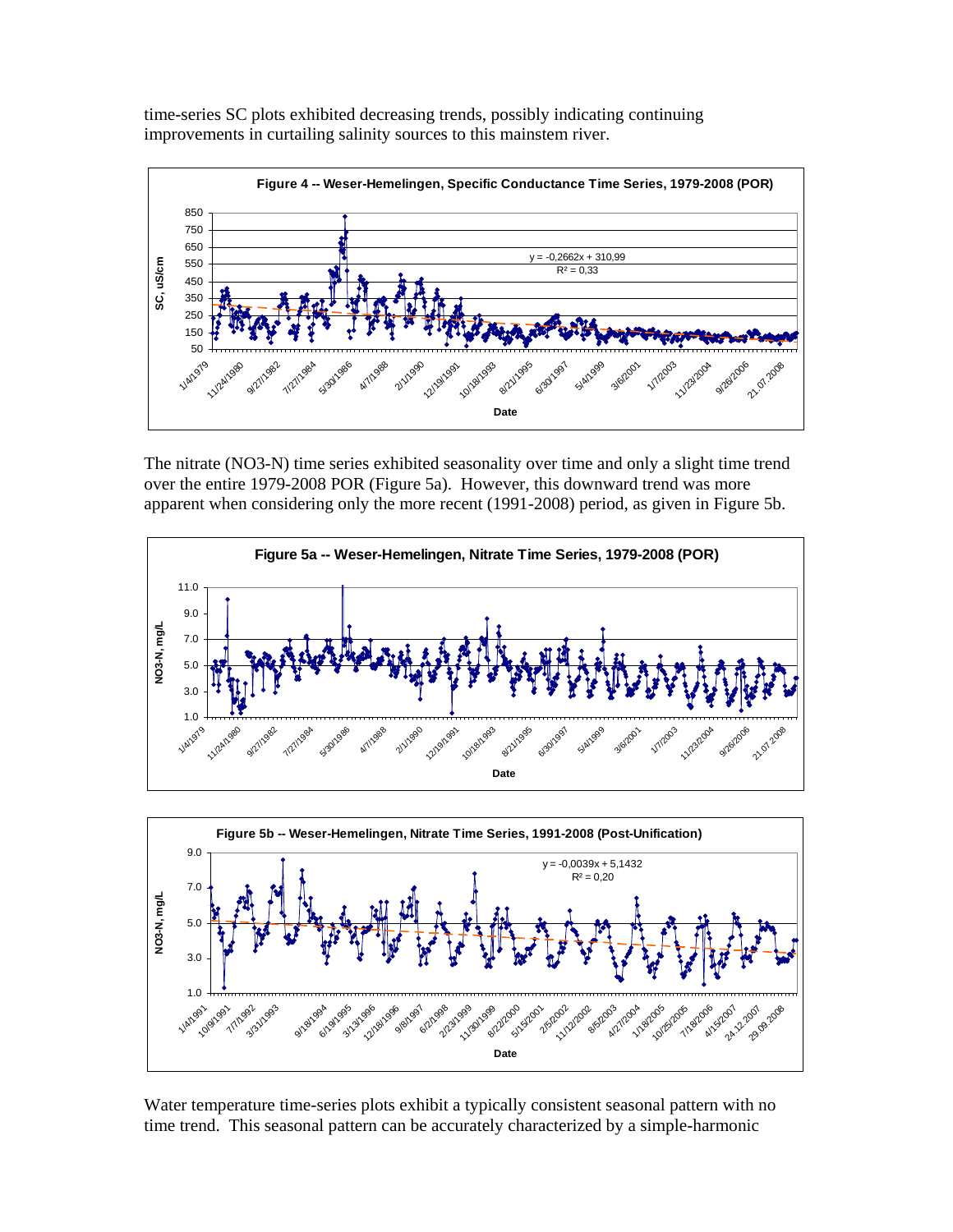time-series SC plots exhibited decreasing trends, possibly indicating continuing improvements in curtailing salinity sources to this mainstem river.

**Figure 4 -- Weser-Hemelingen, Specific Conductance Time Series, 1979-2008 (POR)**

The nitrate ($NO_3$-N) time series exhibited seasonality over time and only a slight time trend over the entire 1979-2008 POR (Figure 5a). However, this downward trend was more apparent when considering only the more recent (1991-2008) period, as given in Figure 5b.

**Figure 5a -- Weser-Hemelingen, Nitrate Time Series, 1979-2008 (POR)**

**Figure 5b -- Weser-Hemelingen, Nitrate Time Series, 1991-2008 (Post-Unification)**

Water temperature time-series plots exhibit a typically consistent seasonal pattern with no time trend. This seasonal pattern can be accurately characterized by a simple-harmonic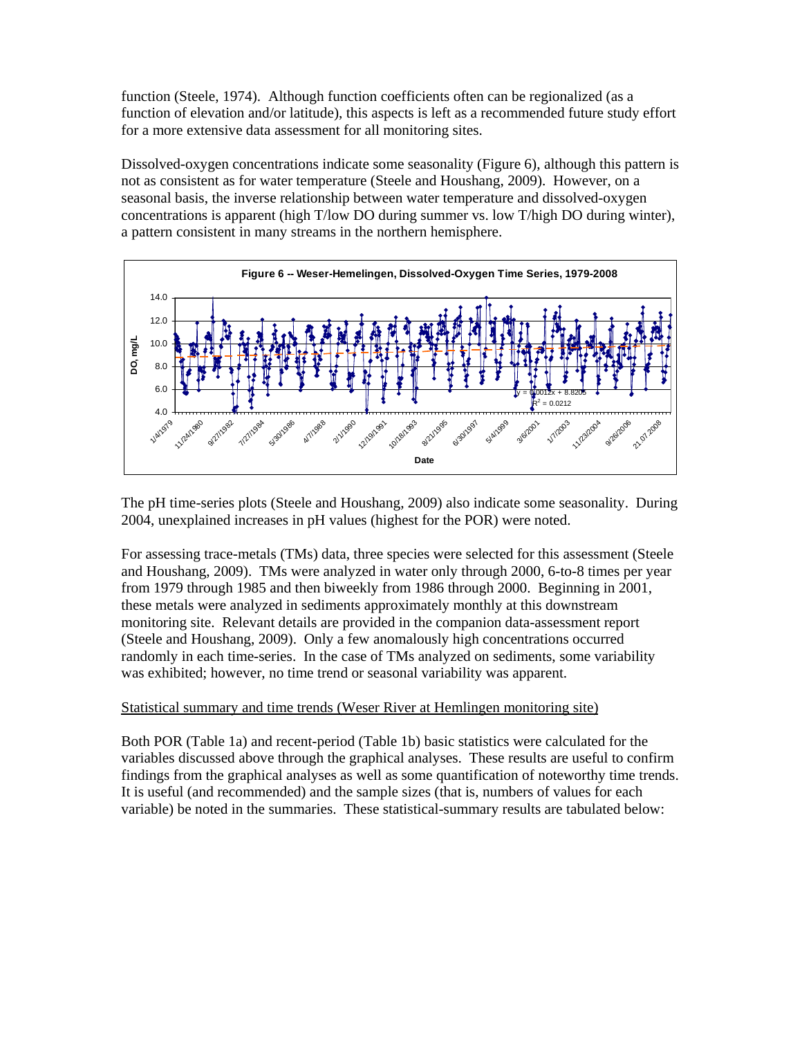function (Steele, 1974). Although function coefficients often can be regionalized (as a function of elevation and/or latitude), this aspects is left as a recommended future study effort for a more extensive data assessment for all monitoring sites.

Dissolved-oxygen concentrations indicate some seasonality (Figure 6), although this pattern is not as consistent as for water temperature (Steele and Houshang, 2009). However, on a seasonal basis, the inverse relationship between water temperature and dissolved-oxygen concentrations is apparent (high T/low DO during summer vs. low T/high DO during winter), a pattern consistent in many streams in the northern hemisphere.

**Figure 6 -- Weser-Hemelingen, Dissolved-Oxygen Time Series, 1979-2008**

The pH time-series plots (Steele and Houshang, 2009) also indicate some seasonality. During 2004, unexplained increases in pH values (highest for the POR) were noted.

For assessing trace-metals (TMs) data, three species were selected for this assessment (Steele and Houshang, 2009). TMs were analyzed in water only through 2000, 6-to-8 times per year from 1979 through 1985 and then biweekly from 1986 through 2000. Beginning in 2001, these metals were analyzed in sediments approximately monthly at this downstream monitoring site. Relevant details are provided in the companion data-assessment report (Steele and Houshang, 2009). Only a few anomalously high concentrations occurred randomly in each time-series. In the case of TMs analyzed on sediments, some variability was exhibited; however, no time trend or seasonal variability was apparent.

Statistical summary and time trends (Weser River at Hemlingen monitoring site)

Both POR (Table 1a) and recent-period (Table 1b) basic statistics were calculated for the variables discussed above through the graphical analyses. These results are useful to confirm findings from the graphical analyses as well as some quantification of noteworthy time trends. It is useful (and recommended) and the sample sizes (that is, numbers of values for each variable) be noted in the summaries. These statistical-summary results are tabulated below: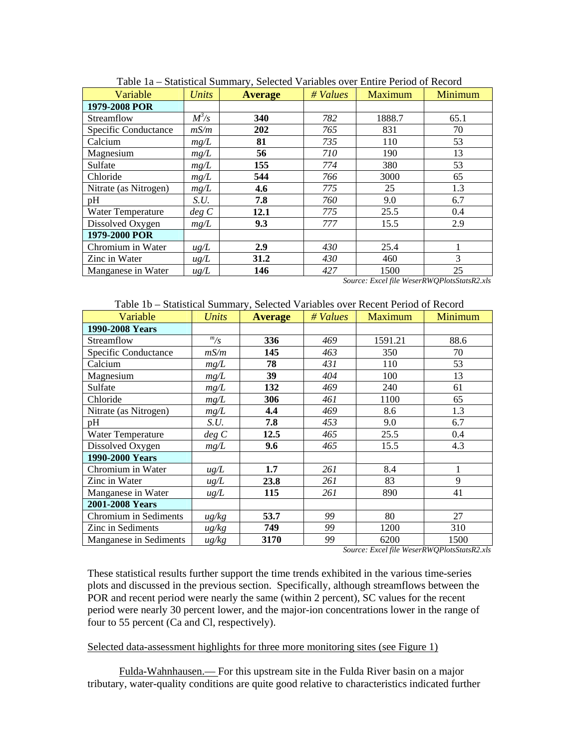Table 1a – Statistical Summary, Selected Variables over Entire Period of Record

| Variable | *Units* | **Average** | *# Values* | Maximum | Minimum |
|---|---|---|---|---|---|
| **1979-2008 POR** | | | | | |
| Streamflow | *$M^3/s$* | **340** | *782* | 1888.7 | 65.1 |
| Specific Conductance | *mS/m* | **202** | *765* | 831 | 70 |
| Calcium | *mg/L* | **81** | *735* | 110 | 53 |
| Magnesium | *mg/L* | **56** | *710* | 190 | 13 |
| Sulfate | *mg/L* | **155** | *774* | 380 | 53 |
| Chloride | *mg/L* | **544** | *766* | 3000 | 65 |
| Nitrate (as Nitrogen) | *mg/L* | **4.6** | *775* | 25 | 1.3 |
| pH | *S.U.* | **7.8** | *760* | 9.0 | 6.7 |
| Water Temperature | *deg C* | **12.1** | *775* | 25.5 | 0.4 |
| Dissolved Oxygen | *mg/L* | **9.3** | *777* | 15.5 | 2.9 |
| **1979-2000 POR** | | | | | |
| Chromium in Water | *ug/L* | **2.9** | *430* | 25.4 | 1 |
| Zinc in Water | *ug/L* | **31.2** | *430* | 460 | 3 |
| Manganese in Water | *ug/L* | **146** | *427* | 1500 | 25 |

*Source: Excel file WeserRWQPlotsStatsR2.xls*

Table 1b – Statistical Summary, Selected Variables over Recent Period of Record

| Variable | *Units* | **Average** | *# Values* | Maximum | Minimum |
|---|---|---|---|---|---|
| **1990-2008 Years** | | | | | |
| Streamflow | *$^m/s$* | **336** | *469* | 1591.21 | 88.6 |
| Specific Conductance | *mS/m* | **145** | *463* | 350 | 70 |
| Calcium | *mg/L* | **78** | *431* | 110 | 53 |
| Magnesium | *mg/L* | **39** | *404* | 100 | 13 |
| Sulfate | *mg/L* | **132** | *469* | 240 | 61 |
| Chloride | *mg/L* | **306** | *461* | 1100 | 65 |
| Nitrate (as Nitrogen) | *mg/L* | **4.4** | *469* | 8.6 | 1.3 |
| pH | *S.U.* | **7.8** | *453* | 9.0 | 6.7 |
| Water Temperature | *deg C* | **12.5** | *465* | 25.5 | 0.4 |
| Dissolved Oxygen | *mg/L* | **9.6** | *465* | 15.5 | 4.3 |
| **1990-2000 Years** | | | | | |
| Chromium in Water | *ug/L* | **1.7** | *261* | 8.4 | 1 |
| Zinc in Water | *ug/L* | **23.8** | *261* | 83 | 9 |
| Manganese in Water | *ug/L* | **115** | *261* | 890 | 41 |
| **2001-2008 Years** | | | | | |
| Chromium in Sediments | *ug/kg* | **53.7** | *99* | 80 | 27 |
| Zinc in Sediments | *ug/kg* | **749** | *99* | 1200 | 310 |
| Manganese in Sediments | *ug/kg* | **3170** | *99* | 6200 | 1500 |

*Source: Excel file WeserRWQPlotsStatsR2.xls*

These statistical results further support the time trends exhibited in the various time-series plots and discussed in the previous section. Specifically, although streamflows between the POR and recent period were nearly the same (within 2 percent), SC values for the recent period were nearly 30 percent lower, and the major-ion concentrations lower in the range of four to 55 percent (Ca and Cl, respectively).

Selected data-assessment highlights for three more monitoring sites (see Figure 1)

Fulda-Wahnhausen.— For this upstream site in the Fulda River basin on a major tributary, water-quality conditions are quite good relative to characteristics indicated further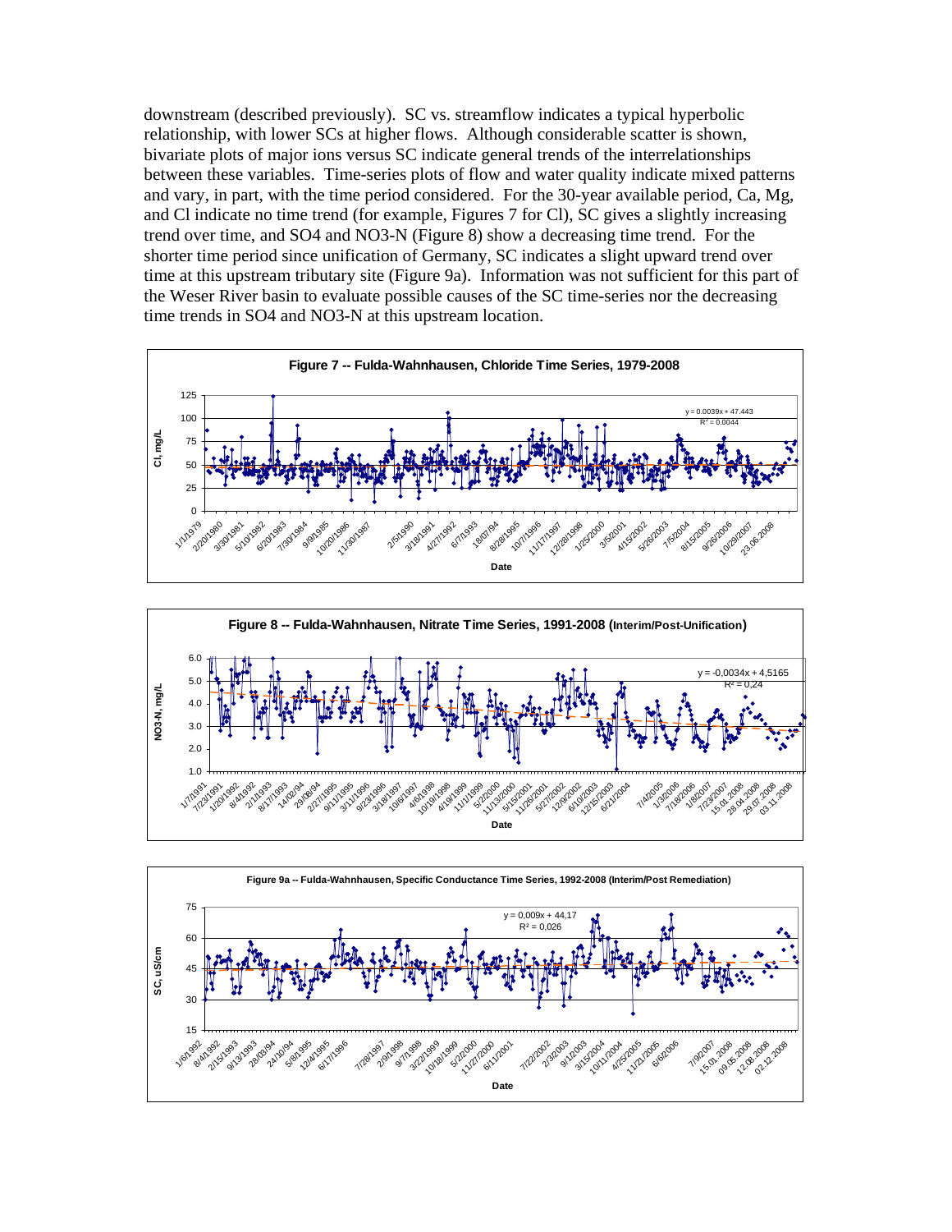downstream (described previously). SC vs. streamflow indicates a typical hyperbolic relationship, with lower SCs at higher flows. Although considerable scatter is shown, bivariate plots of major ions versus SC indicate general trends of the interrelationships between these variables. Time-series plots of flow and water quality indicate mixed patterns and vary, in part, with the time period considered. For the 30-year available period, Ca, Mg, and Cl indicate no time trend (for example, Figures 7 for Cl), SC gives a slightly increasing trend over time, and SO4 and NO3-N (Figure 8) show a decreasing time trend. For the shorter time period since unification of Germany, SC indicates a slight upward trend over time at this upstream tributary site (Figure 9a). Information was not sufficient for this part of the Weser River basin to evaluate possible causes of the SC time-series nor the decreasing time trends in SO4 and NO3-N at this upstream location.

**Figure 7 -- Fulda-Wahnhausen, Chloride Time Series, 1979-2008**

$y = 0.0039x + 47.443$, $R^2 = 0.0044$

**Figure 8 -- Fulda-Wahnhausen, Nitrate Time Series, 1991-2008 (Interim/Post-Unification)**

$y = -0,0034x + 4,5165$, $R^2 = 0,24$

**Figure 9a -- Fulda-Wahnhausen, Specific Conductance Time Series, 1992-2008 (Interim/Post Remediation)**

$y = 0,009x + 44,17$, $R^2 = 0,026$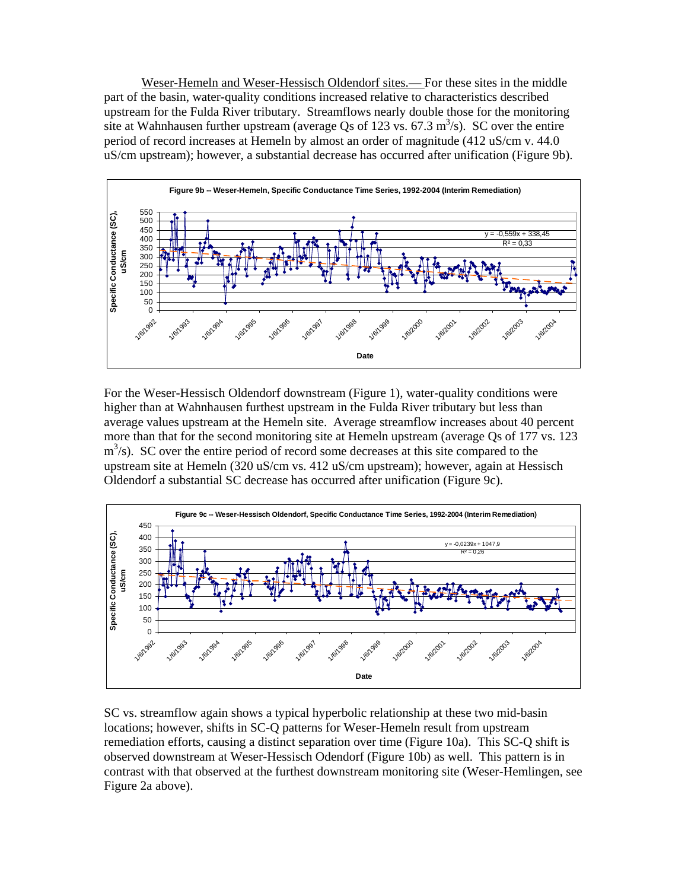Weser-Hemeln and Weser-Hessisch Oldendorf sites.— For these sites in the middle part of the basin, water-quality conditions increased relative to characteristics described upstream for the Fulda River tributary. Streamflows nearly double those for the monitoring site at Wahnhausen further upstream (average Qs of 123 vs. 67.3 $m^3/s$). SC over the entire period of record increases at Hemeln by almost an order of magnitude (412 uS/cm v. 44.0 uS/cm upstream); however, a substantial decrease has occurred after unification (Figure 9b).

Figure 9b -- Weser-Hemeln, Specific Conductance Time Series, 1992-2004 (Interim Remediation)

For the Weser-Hessisch Oldendorf downstream (Figure 1), water-quality conditions were higher than at Wahnhausen furthest upstream in the Fulda River tributary but less than average values upstream at the Hemeln site. Average streamflow increases about 40 percent more than that for the second monitoring site at Hemeln upstream (average Qs of 177 vs. 123 $m^3/s$). SC over the entire period of record some decreases at this site compared to the upstream site at Hemeln (320 uS/cm vs. 412 uS/cm upstream); however, again at Hessisch Oldendorf a substantial SC decrease has occurred after unification (Figure 9c).

Figure 9c -- Weser-Hessisch Oldendorf, Specific Conductance Time Series, 1992-2004 (Interim Remediation)

SC vs. streamflow again shows a typical hyperbolic relationship at these two mid-basin locations; however, shifts in SC-Q patterns for Weser-Hemeln result from upstream remediation efforts, causing a distinct separation over time (Figure 10a). This SC-Q shift is observed downstream at Weser-Hessisch Odendorf (Figure 10b) as well. This pattern is in contrast with that observed at the furthest downstream monitoring site (Weser-Hemlingen, see Figure 2a above).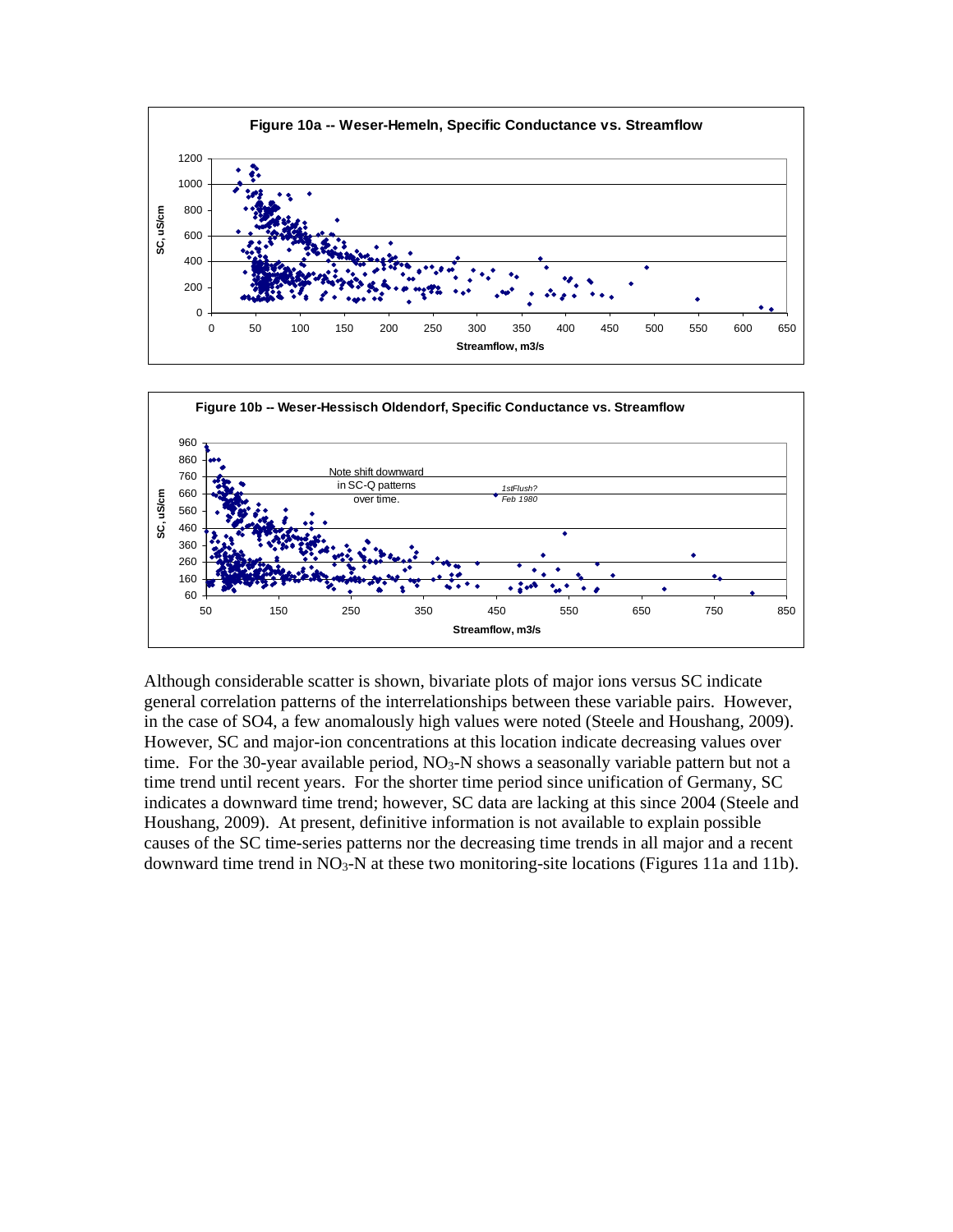**Figure 10a -- Weser-Hemeln, Specific Conductance vs. Streamflow**

**Figure 10b -- Weser-Hessisch Oldendorf, Specific Conductance vs. Streamflow**

Although considerable scatter is shown, bivariate plots of major ions versus SC indicate general correlation patterns of the interrelationships between these variable pairs. However, in the case of SO4, a few anomalously high values were noted (Steele and Houshang, 2009). However, SC and major-ion concentrations at this location indicate decreasing values over time. For the 30-year available period, $NO_3$-N shows a seasonally variable pattern but not a time trend until recent years. For the shorter time period since unification of Germany, SC indicates a downward time trend; however, SC data are lacking at this since 2004 (Steele and Houshang, 2009). At present, definitive information is not available to explain possible causes of the SC time-series patterns nor the decreasing time trends in all major and a recent downward time trend in $NO_3$-N at these two monitoring-site locations (Figures 11a and 11b).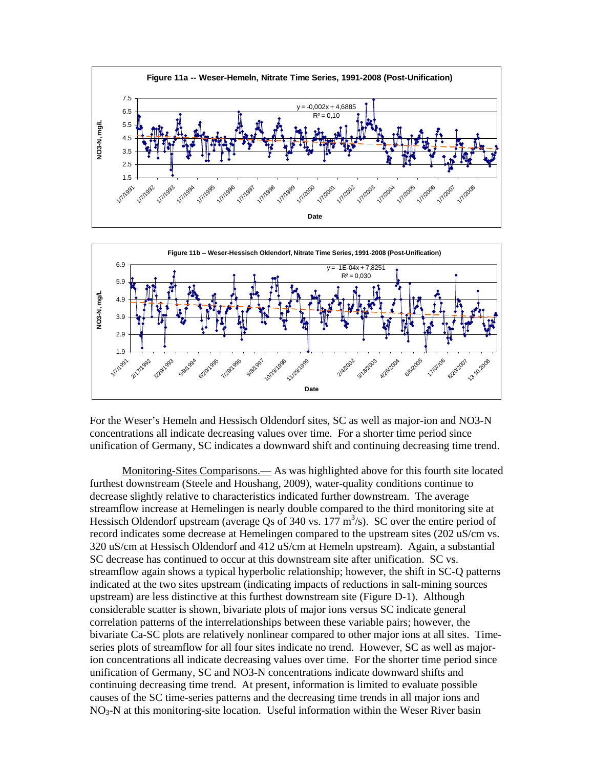**Figure 11a -- Weser-Hemeln, Nitrate Time Series, 1991-2008 (Post-Unification)**

**Figure 11b -- Weser-Hessisch Oldendorf, Nitrate Time Series, 1991-2008 (Post-Unification)**

For the Weser's Hemeln and Hessisch Oldendorf sites, SC as well as major-ion and NO3-N concentrations all indicate decreasing values over time. For a shorter time period since unification of Germany, SC indicates a downward shift and continuing decreasing time trend.

Monitoring-Sites Comparisons.— As was highlighted above for this fourth site located furthest downstream (Steele and Houshang, 2009), water-quality conditions continue to decrease slightly relative to characteristics indicated further downstream. The average streamflow increase at Hemelingen is nearly double compared to the third monitoring site at Hessisch Oldendorf upstream (average Qs of 340 vs. 177 $m^3/s$). SC over the entire period of record indicates some decrease at Hemelingen compared to the upstream sites (202 uS/cm vs. 320 uS/cm at Hessisch Oldendorf and 412 uS/cm at Hemeln upstream). Again, a substantial SC decrease has continued to occur at this downstream site after unification. SC vs. streamflow again shows a typical hyperbolic relationship; however, the shift in SC-Q patterns indicated at the two sites upstream (indicating impacts of reductions in salt-mining sources upstream) are less distinctive at this furthest downstream site (Figure D-1). Although considerable scatter is shown, bivariate plots of major ions versus SC indicate general correlation patterns of the interrelationships between these variable pairs; however, the bivariate Ca-SC plots are relatively nonlinear compared to other major ions at all sites. Time-series plots of streamflow for all four sites indicate no trend. However, SC as well as major-ion concentrations all indicate decreasing values over time. For the shorter time period since unification of Germany, SC and NO3-N concentrations indicate downward shifts and continuing decreasing time trend. At present, information is limited to evaluate possible causes of the SC time-series patterns and the decreasing time trends in all major ions and $NO_3$-N at this monitoring-site location. Useful information within the Weser River basin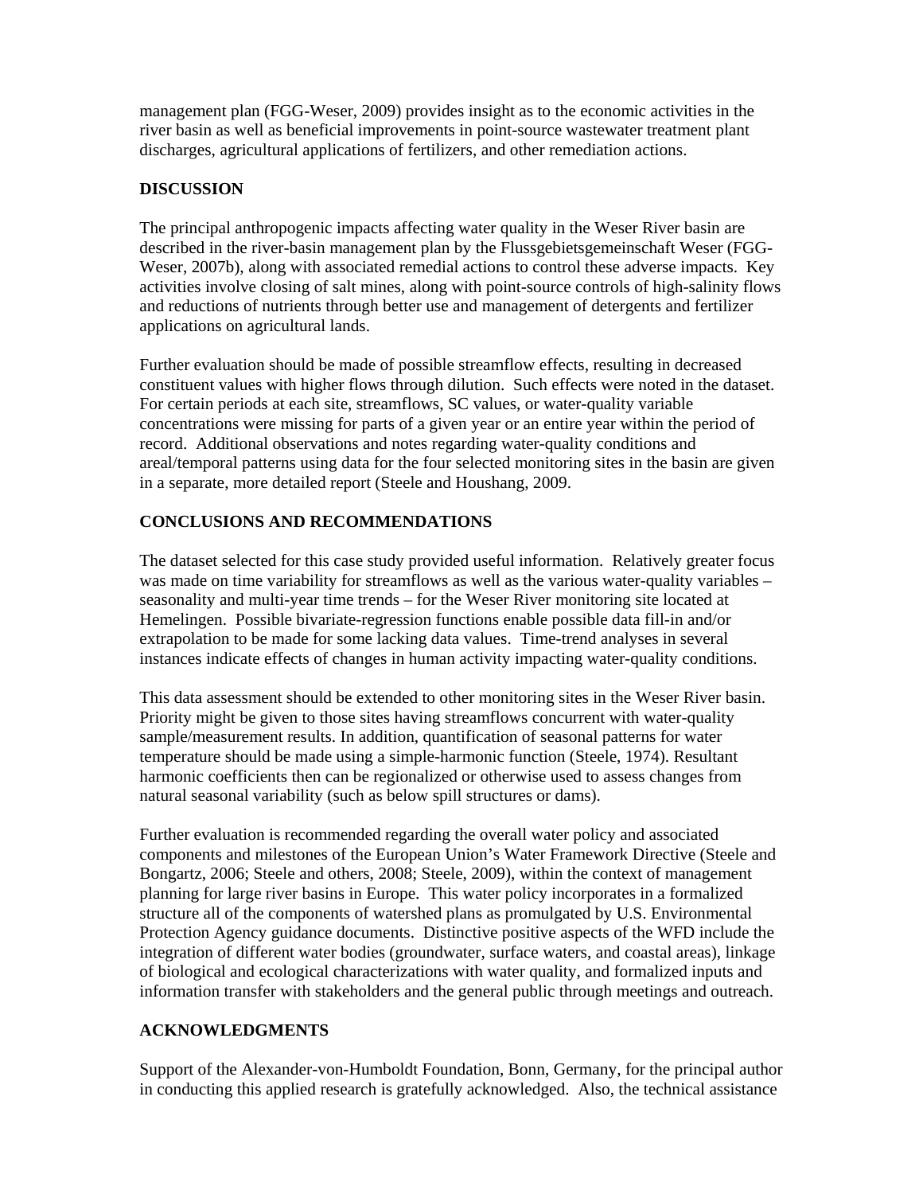management plan (FGG-Weser, 2009) provides insight as to the economic activities in the river basin as well as beneficial improvements in point-source wastewater treatment plant discharges, agricultural applications of fertilizers, and other remediation actions.

## DISCUSSION

The principal anthropogenic impacts affecting water quality in the Weser River basin are described in the river-basin management plan by the Flussgebietsgemeinschaft Weser (FGG-Weser, 2007b), along with associated remedial actions to control these adverse impacts. Key activities involve closing of salt mines, along with point-source controls of high-salinity flows and reductions of nutrients through better use and management of detergents and fertilizer applications on agricultural lands.

Further evaluation should be made of possible streamflow effects, resulting in decreased constituent values with higher flows through dilution. Such effects were noted in the dataset. For certain periods at each site, streamflows, SC values, or water-quality variable concentrations were missing for parts of a given year or an entire year within the period of record. Additional observations and notes regarding water-quality conditions and areal/temporal patterns using data for the four selected monitoring sites in the basin are given in a separate, more detailed report (Steele and Houshang, 2009.

## CONCLUSIONS AND RECOMMENDATIONS

The dataset selected for this case study provided useful information. Relatively greater focus was made on time variability for streamflows as well as the various water-quality variables – seasonality and multi-year time trends – for the Weser River monitoring site located at Hemelingen. Possible bivariate-regression functions enable possible data fill-in and/or extrapolation to be made for some lacking data values. Time-trend analyses in several instances indicate effects of changes in human activity impacting water-quality conditions.

This data assessment should be extended to other monitoring sites in the Weser River basin. Priority might be given to those sites having streamflows concurrent with water-quality sample/measurement results. In addition, quantification of seasonal patterns for water temperature should be made using a simple-harmonic function (Steele, 1974). Resultant harmonic coefficients then can be regionalized or otherwise used to assess changes from natural seasonal variability (such as below spill structures or dams).

Further evaluation is recommended regarding the overall water policy and associated components and milestones of the European Union's Water Framework Directive (Steele and Bongartz, 2006; Steele and others, 2008; Steele, 2009), within the context of management planning for large river basins in Europe. This water policy incorporates in a formalized structure all of the components of watershed plans as promulgated by U.S. Environmental Protection Agency guidance documents. Distinctive positive aspects of the WFD include the integration of different water bodies (groundwater, surface waters, and coastal areas), linkage of biological and ecological characterizations with water quality, and formalized inputs and information transfer with stakeholders and the general public through meetings and outreach.

## ACKNOWLEDGMENTS

Support of the Alexander-von-Humboldt Foundation, Bonn, Germany, for the principal author in conducting this applied research is gratefully acknowledged. Also, the technical assistance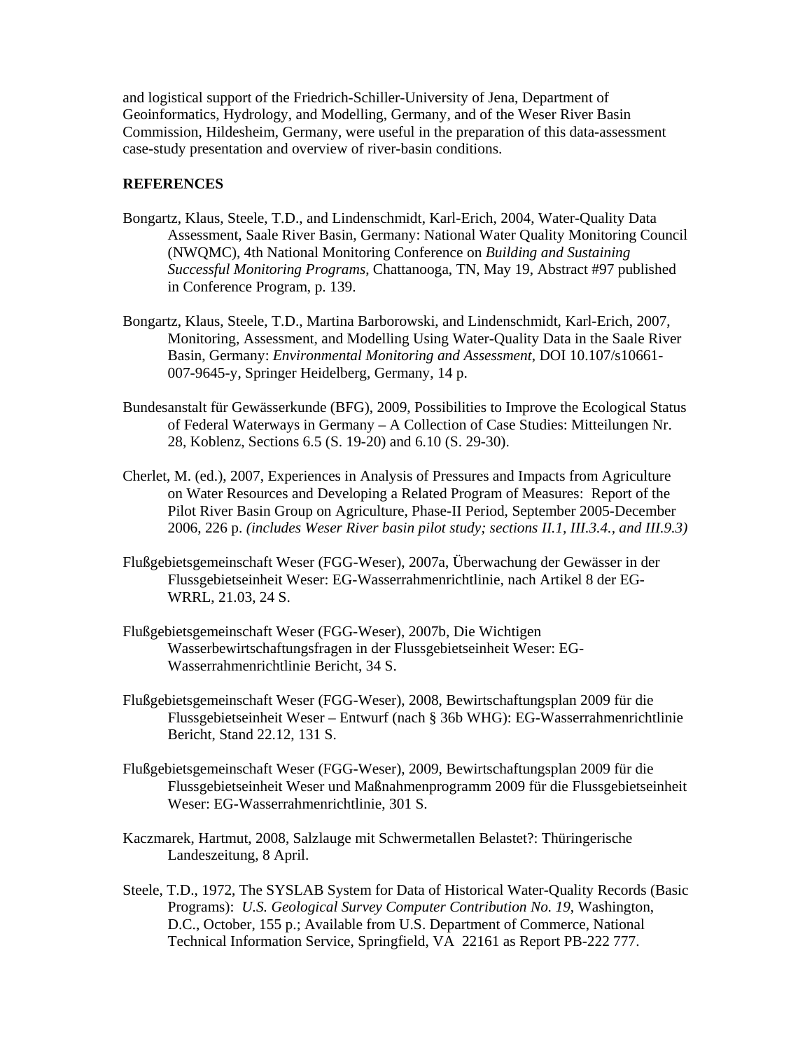and logistical support of the Friedrich-Schiller-University of Jena, Department of Geoinformatics, Hydrology, and Modelling, Germany, and of the Weser River Basin Commission, Hildesheim, Germany, were useful in the preparation of this data-assessment case-study presentation and overview of river-basin conditions.

**REFERENCES**

Bongartz, Klaus, Steele, T.D., and Lindenschmidt, Karl-Erich, 2004, Water-Quality Data Assessment, Saale River Basin, Germany: National Water Quality Monitoring Council (NWQMC), 4th National Monitoring Conference on *Building and Sustaining Successful Monitoring Programs*, Chattanooga, TN, May 19, Abstract #97 published in Conference Program, p. 139.

Bongartz, Klaus, Steele, T.D., Martina Barborowski, and Lindenschmidt, Karl-Erich, 2007, Monitoring, Assessment, and Modelling Using Water-Quality Data in the Saale River Basin, Germany: *Environmental Monitoring and Assessment*, DOI 10.107/s10661-007-9645-y, Springer Heidelberg, Germany, 14 p.

Bundesanstalt für Gewässerkunde (BFG), 2009, Possibilities to Improve the Ecological Status of Federal Waterways in Germany – A Collection of Case Studies: Mitteilungen Nr. 28, Koblenz, Sections 6.5 (S. 19-20) and 6.10 (S. 29-30).

Cherlet, M. (ed.), 2007, Experiences in Analysis of Pressures and Impacts from Agriculture on Water Resources and Developing a Related Program of Measures: Report of the Pilot River Basin Group on Agriculture, Phase-II Period, September 2005-December 2006, 226 p. *(includes Weser River basin pilot study; sections II.1, III.3.4., and III.9.3)*

Flußgebietsgemeinschaft Weser (FGG-Weser), 2007a, Überwachung der Gewässer in der Flussgebietseinheit Weser: EG-Wasserrahmenrichtlinie, nach Artikel 8 der EG-WRRL, 21.03, 24 S.

Flußgebietsgemeinschaft Weser (FGG-Weser), 2007b, Die Wichtigen Wasserbewirtschaftungsfragen in der Flussgebietseinheit Weser: EG-Wasserrahmenrichtlinie Bericht, 34 S.

Flußgebietsgemeinschaft Weser (FGG-Weser), 2008, Bewirtschaftungsplan 2009 für die Flussgebietseinheit Weser – Entwurf (nach § 36b WHG): EG-Wasserrahmenrichtlinie Bericht, Stand 22.12, 131 S.

Flußgebietsgemeinschaft Weser (FGG-Weser), 2009, Bewirtschaftungsplan 2009 für die Flussgebietseinheit Weser und Maßnahmenprogramm 2009 für die Flussgebietseinheit Weser: EG-Wasserrahmenrichtlinie, 301 S.

Kaczmarek, Hartmut, 2008, Salzlauge mit Schwermetallen Belastet?: Thüringerische Landeszeitung, 8 April.

Steele, T.D., 1972, The SYSLAB System for Data of Historical Water-Quality Records (Basic Programs): *U.S. Geological Survey Computer Contribution No. 19*, Washington, D.C., October, 155 p.; Available from U.S. Department of Commerce, National Technical Information Service, Springfield, VA 22161 as Report PB-222 777.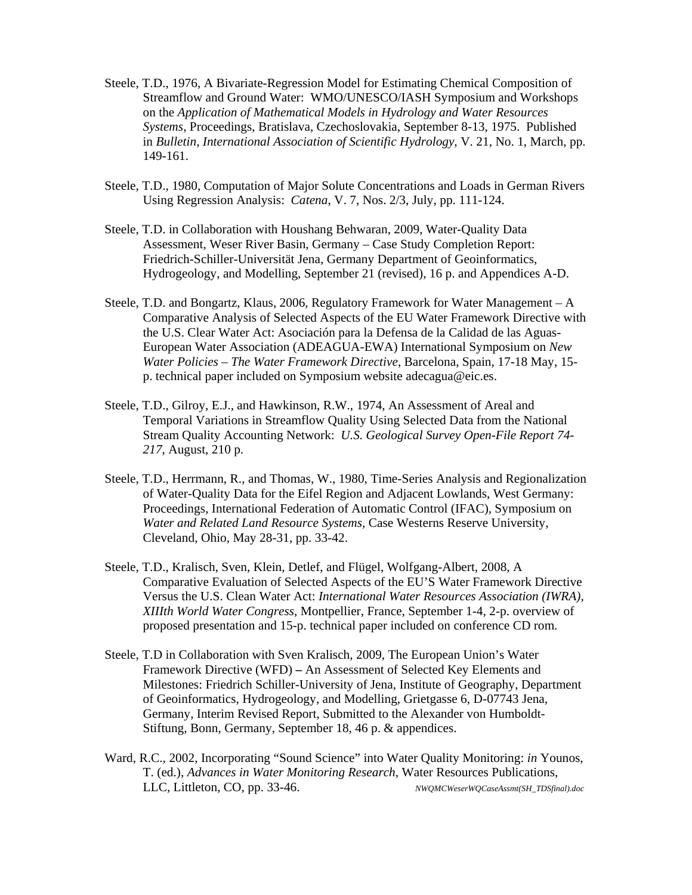Steele, T.D., 1976, A Bivariate-Regression Model for Estimating Chemical Composition of Streamflow and Ground Water: WMO/UNESCO/IASH Symposium and Workshops on the *Application of Mathematical Models in Hydrology and Water Resources Systems*, Proceedings, Bratislava, Czechoslovakia, September 8-13, 1975. Published in *Bulletin, International Association of Scientific Hydrology*, V. 21, No. 1, March, pp. 149-161.

Steele, T.D., 1980, Computation of Major Solute Concentrations and Loads in German Rivers Using Regression Analysis: *Catena*, V. 7, Nos. 2/3, July, pp. 111-124.

Steele, T.D. in Collaboration with Houshang Behwaran, 2009, Water-Quality Data Assessment, Weser River Basin, Germany – Case Study Completion Report: Friedrich-Schiller-Universität Jena, Germany Department of Geoinformatics, Hydrogeology, and Modelling, September 21 (revised), 16 p. and Appendices A-D.

Steele, T.D. and Bongartz, Klaus, 2006, Regulatory Framework for Water Management – A Comparative Analysis of Selected Aspects of the EU Water Framework Directive with the U.S. Clear Water Act: Asociación para la Defensa de la Calidad de las Aguas-European Water Association (ADEAGUA-EWA) International Symposium on *New Water Policies – The Water Framework Directive*, Barcelona, Spain, 17-18 May, 15-p. technical paper included on Symposium website adecagua@eic.es.

Steele, T.D., Gilroy, E.J., and Hawkinson, R.W., 1974, An Assessment of Areal and Temporal Variations in Streamflow Quality Using Selected Data from the National Stream Quality Accounting Network: *U.S. Geological Survey Open-File Report 74-217*, August, 210 p.

Steele, T.D., Herrmann, R., and Thomas, W., 1980, Time-Series Analysis and Regionalization of Water-Quality Data for the Eifel Region and Adjacent Lowlands, West Germany: Proceedings, International Federation of Automatic Control (IFAC), Symposium on *Water and Related Land Resource Systems*, Case Westerns Reserve University, Cleveland, Ohio, May 28-31, pp. 33-42.

Steele, T.D., Kralisch, Sven, Klein, Detlef, and Flügel, Wolfgang-Albert, 2008, A Comparative Evaluation of Selected Aspects of the EU'S Water Framework Directive Versus the U.S. Clean Water Act: *International Water Resources Association (IWRA), XIIIth World Water Congress*, Montpellier, France, September 1-4, 2-p. overview of proposed presentation and 15-p. technical paper included on conference CD rom.

Steele, T.D in Collaboration with Sven Kralisch, 2009, The European Union's Water Framework Directive (WFD) **–** An Assessment of Selected Key Elements and Milestones: Friedrich Schiller-University of Jena, Institute of Geography, Department of Geoinformatics, Hydrogeology, and Modelling, Grietgasse 6, D-07743 Jena, Germany, Interim Revised Report, Submitted to the Alexander von Humboldt-Stiftung, Bonn, Germany, September 18, 46 p. & appendices.

Ward, R.C., 2002, Incorporating "Sound Science" into Water Quality Monitoring: *in* Younos, T. (ed.), *Advances in Water Monitoring Research*, Water Resources Publications, LLC, Littleton, CO, pp. 33-46.